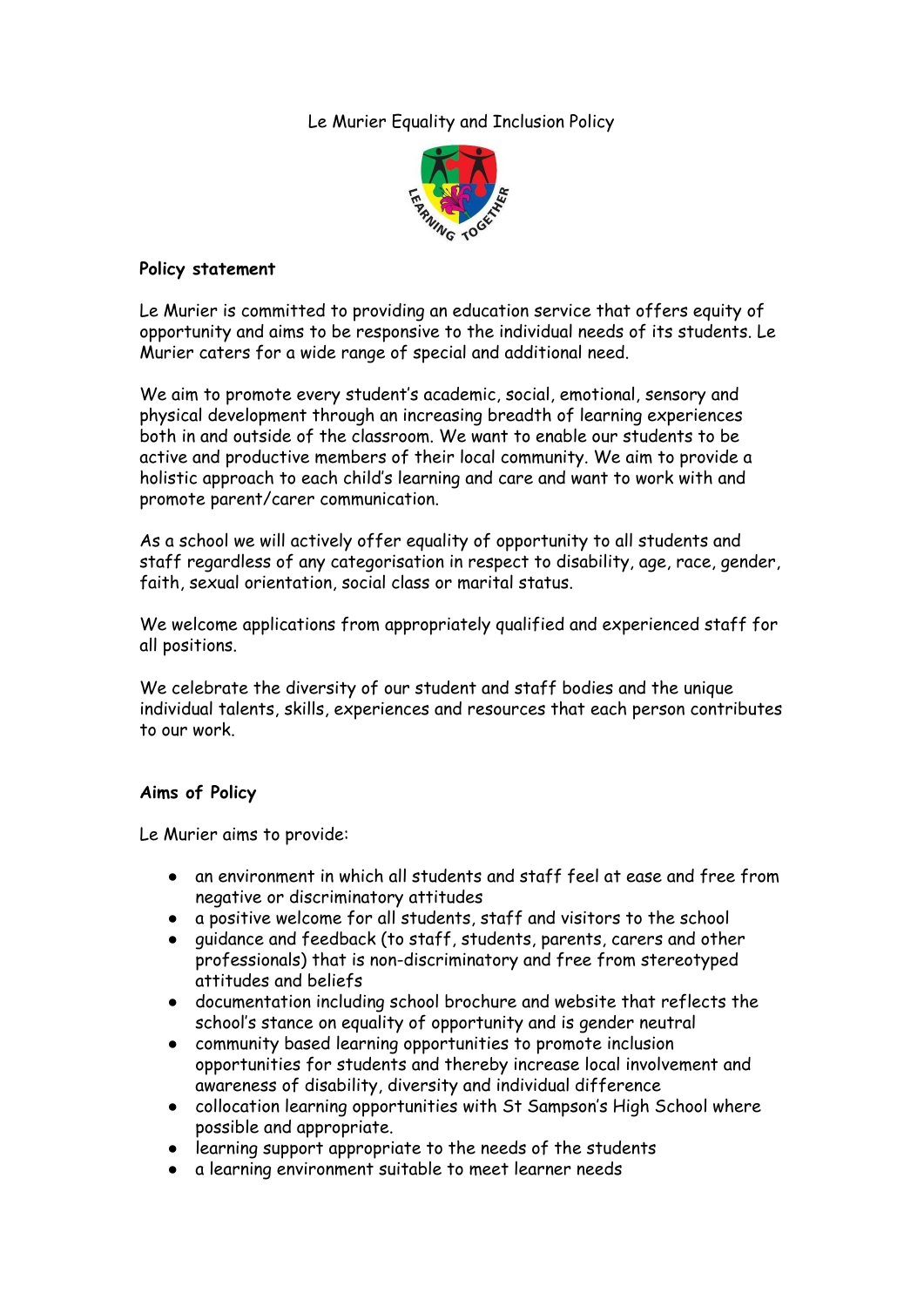# Le Murier Equality and Inclusion Policy

**Policy statement**

Le Murier is committed to providing an education service that offers equity of opportunity and aims to be responsive to the individual needs of its students. Le Murier caters for a wide range of special and additional need.

We aim to promote every student's academic, social, emotional, sensory and physical development through an increasing breadth of learning experiences both in and outside of the classroom. We want to enable our students to be active and productive members of their local community. We aim to provide a holistic approach to each child's learning and care and want to work with and promote parent/carer communication.

As a school we will actively offer equality of opportunity to all students and staff regardless of any categorisation in respect to disability, age, race, gender, faith, sexual orientation, social class or marital status.

We welcome applications from appropriately qualified and experienced staff for all positions.

We celebrate the diversity of our student and staff bodies and the unique individual talents, skills, experiences and resources that each person contributes to our work.

**Aims of Policy**

Le Murier aims to provide:

- an environment in which all students and staff feel at ease and free from negative or discriminatory attitudes
- a positive welcome for all students, staff and visitors to the school
- guidance and feedback (to staff, students, parents, carers and other professionals) that is non-discriminatory and free from stereotyped attitudes and beliefs
- documentation including school brochure and website that reflects the school's stance on equality of opportunity and is gender neutral
- community based learning opportunities to promote inclusion opportunities for students and thereby increase local involvement and awareness of disability, diversity and individual difference
- collocation learning opportunities with St Sampson's High School where possible and appropriate.
- learning support appropriate to the needs of the students
- a learning environment suitable to meet learner needs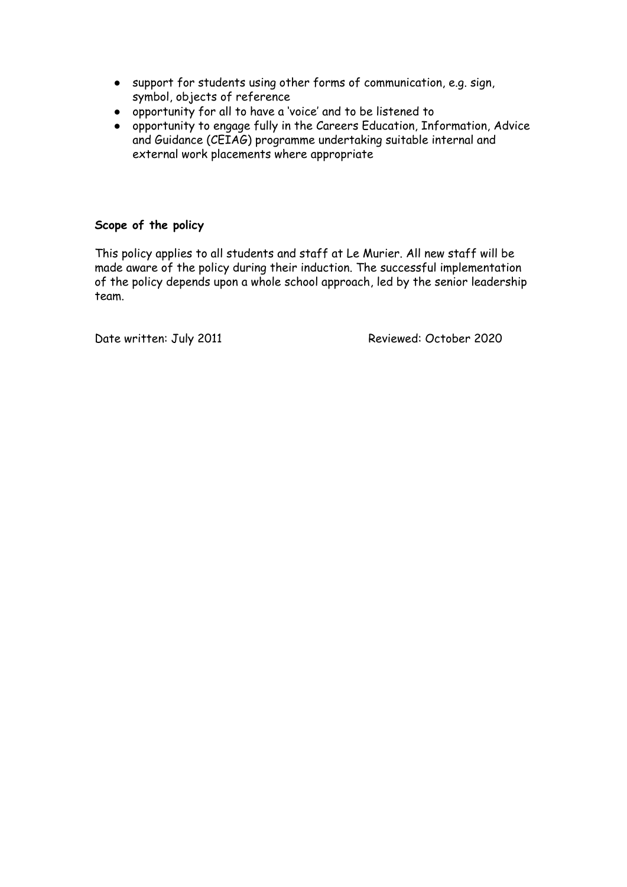- support for students using other forms of communication, e.g. sign, symbol, objects of reference
- opportunity for all to have a 'voice' and to be listened to
- opportunity to engage fully in the Careers Education, Information, Advice and Guidance (CEIAG) programme undertaking suitable internal and external work placements where appropriate

**Scope of the policy**

This policy applies to all students and staff at Le Murier. All new staff will be made aware of the policy during their induction. The successful implementation of the policy depends upon a whole school approach, led by the senior leadership team.

Date written: July 2011 Reviewed: October 2020